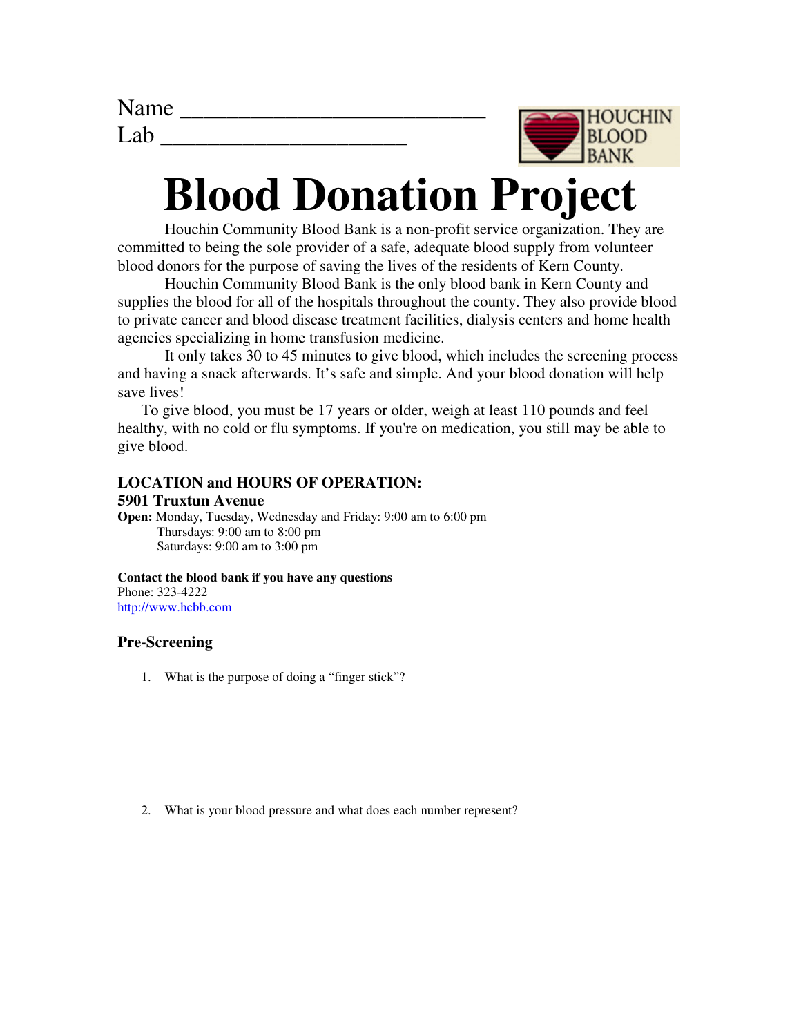Name ___________________________
Lab ______________________

HOUCHIN BLOOD BANK

# Blood Donation Project

Houchin Community Blood Bank is a non-profit service organization. They are committed to being the sole provider of a safe, adequate blood supply from volunteer blood donors for the purpose of saving the lives of the residents of Kern County.

Houchin Community Blood Bank is the only blood bank in Kern County and supplies the blood for all of the hospitals throughout the county. They also provide blood to private cancer and blood disease treatment facilities, dialysis centers and home health agencies specializing in home transfusion medicine.

It only takes 30 to 45 minutes to give blood, which includes the screening process and having a snack afterwards. It's safe and simple. And your blood donation will help save lives!

To give blood, you must be 17 years or older, weigh at least 110 pounds and feel healthy, with no cold or flu symptoms. If you're on medication, you still may be able to give blood.

**LOCATION and HOURS OF OPERATION:**
**5901 Truxtun Avenue**
**Open:** Monday, Tuesday, Wednesday and Friday: 9:00 am to 6:00 pm
Thursdays: 9:00 am to 8:00 pm
Saturdays: 9:00 am to 3:00 pm

**Contact the blood bank if you have any questions**
Phone: 323-4222
http://www.hcbb.com

### Pre-Screening

1. What is the purpose of doing a "finger stick"?

2. What is your blood pressure and what does each number represent?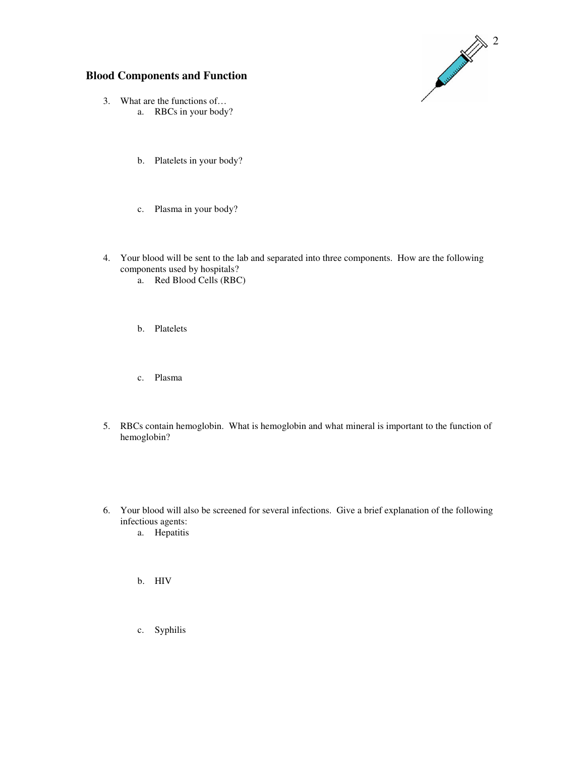## Blood Components and Function

3. What are the functions of…
   a. RBCs in your body?

   b. Platelets in your body?

   c. Plasma in your body?

4. Your blood will be sent to the lab and separated into three components. How are the following components used by hospitals?
   a. Red Blood Cells (RBC)

   b. Platelets

   c. Plasma

5. RBCs contain hemoglobin. What is hemoglobin and what mineral is important to the function of hemoglobin?

6. Your blood will also be screened for several infections. Give a brief explanation of the following infectious agents:
   a. Hepatitis

   b. HIV

   c. Syphilis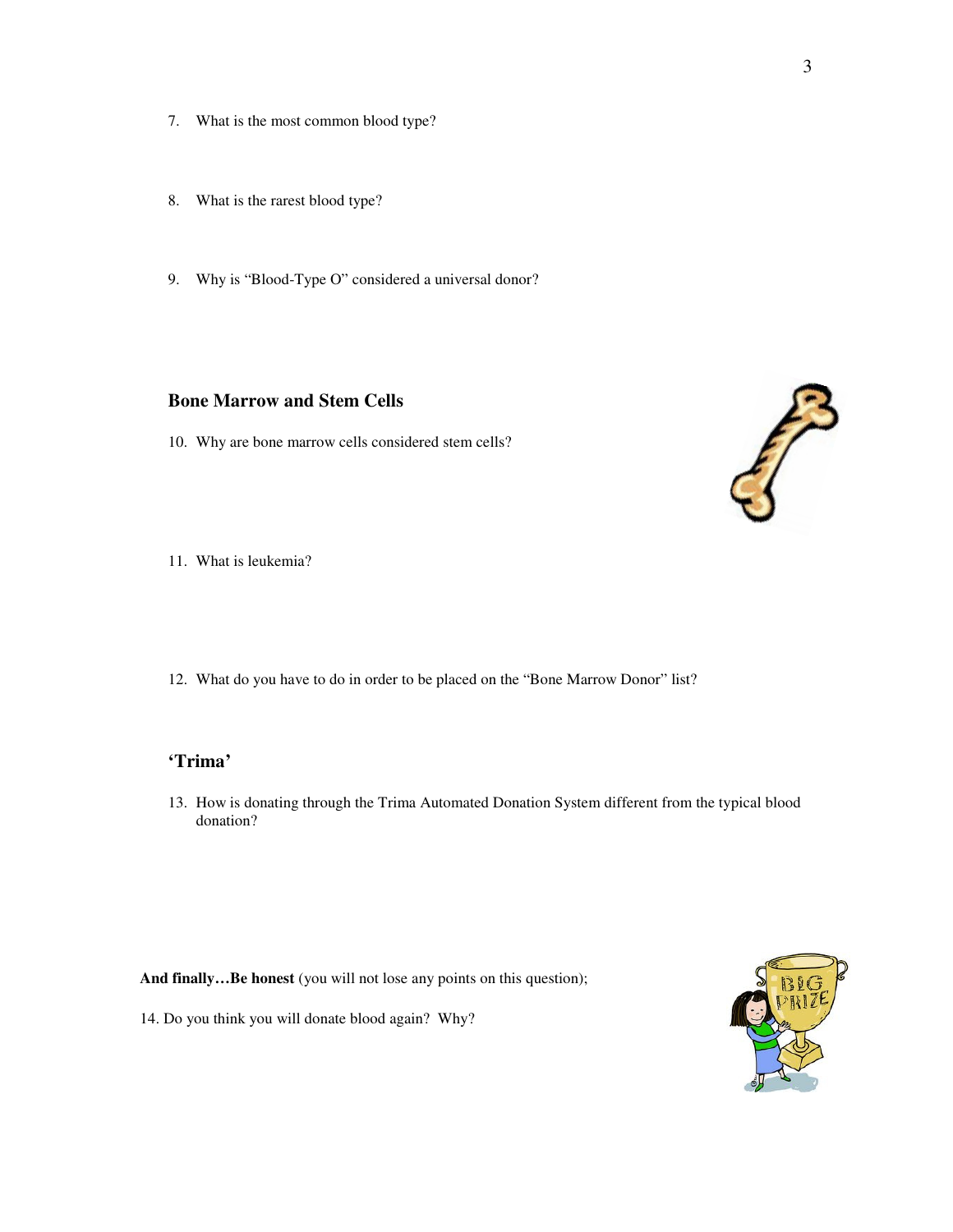7. What is the most common blood type?

8. What is the rarest blood type?

9. Why is "Blood-Type O" considered a universal donor?

### Bone Marrow and Stem Cells

10. Why are bone marrow cells considered stem cells?

11. What is leukemia?

12. What do you have to do in order to be placed on the "Bone Marrow Donor" list?

### 'Trima'

13. How is donating through the Trima Automated Donation System different from the typical blood donation?

**And finally…Be honest** (you will not lose any points on this question);

14. Do you think you will donate blood again? Why?